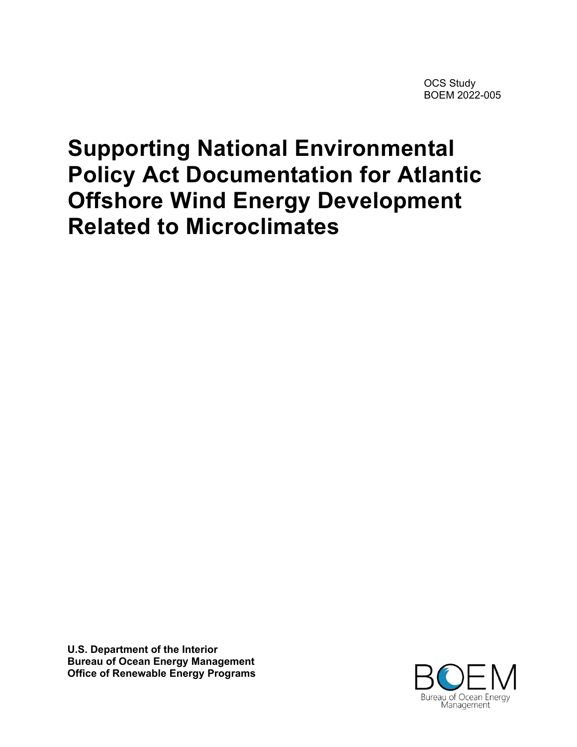OCS Study
BOEM 2022-005

# Supporting National Environmental Policy Act Documentation for Atlantic Offshore Wind Energy Development Related to Microclimates

**U.S. Department of the Interior**
**Bureau of Ocean Energy Management**
**Office of Renewable Energy Programs**

BOEM
Bureau of Ocean Energy Management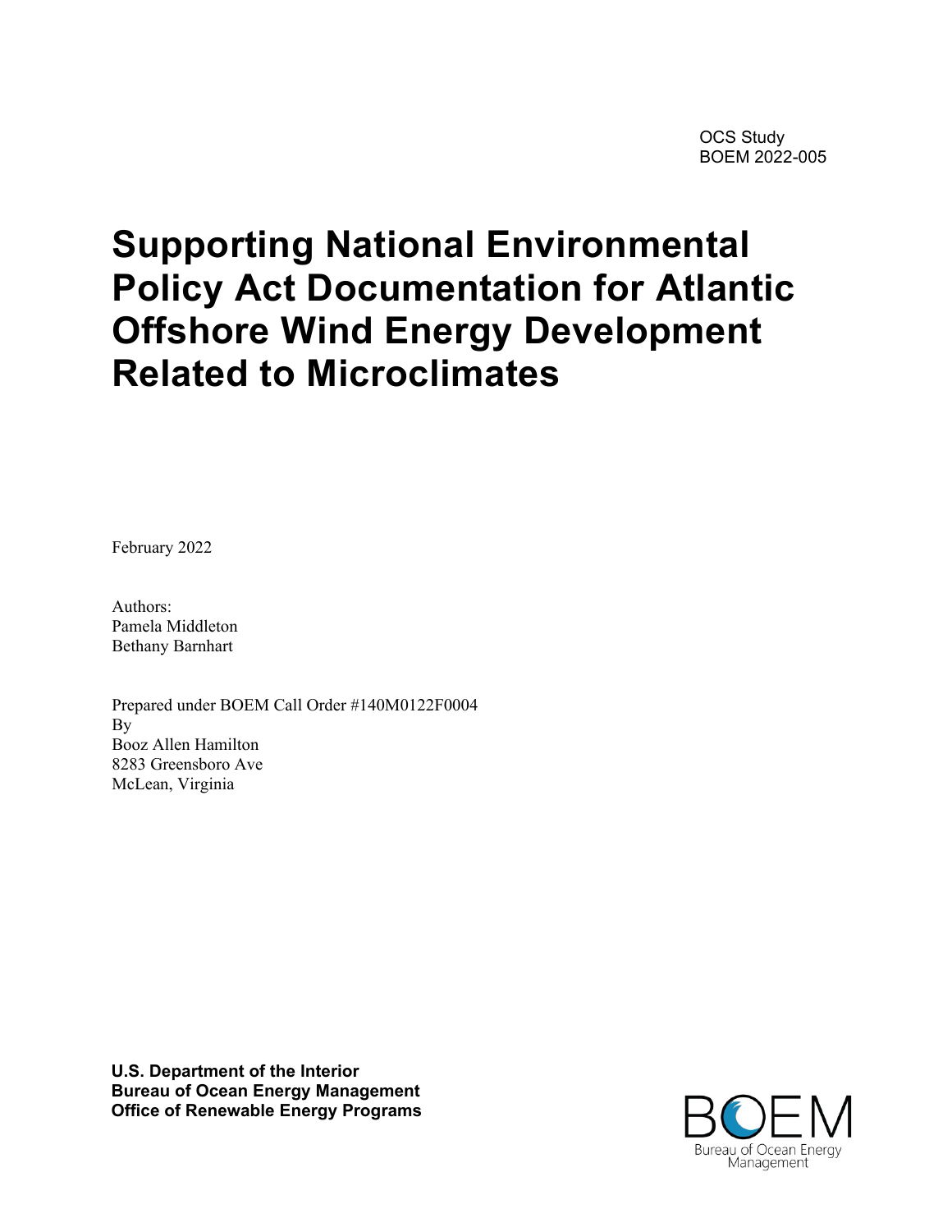OCS Study
BOEM 2022-005

# Supporting National Environmental Policy Act Documentation for Atlantic Offshore Wind Energy Development Related to Microclimates

February 2022

Authors:
Pamela Middleton
Bethany Barnhart

Prepared under BOEM Call Order #140M0122F0004
By
Booz Allen Hamilton
8283 Greensboro Ave
McLean, Virginia

**U.S. Department of the Interior**
**Bureau of Ocean Energy Management**
**Office of Renewable Energy Programs**

BOEM
Bureau of Ocean Energy Management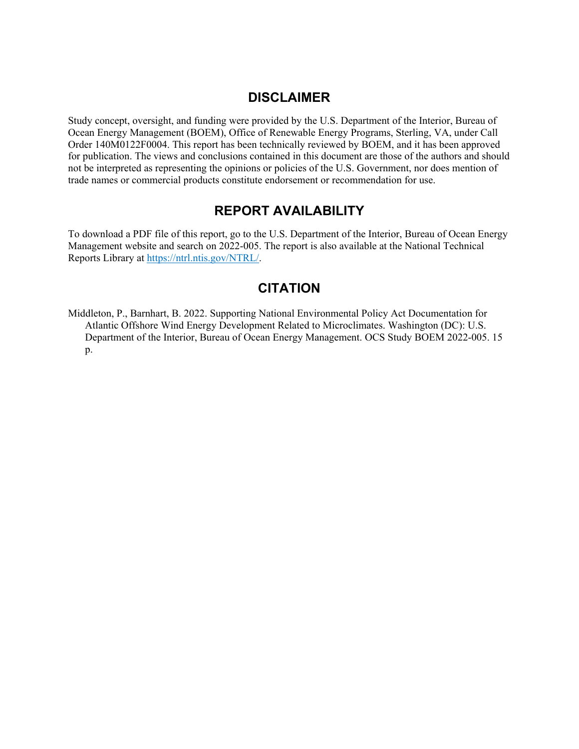## DISCLAIMER

Study concept, oversight, and funding were provided by the U.S. Department of the Interior, Bureau of Ocean Energy Management (BOEM), Office of Renewable Energy Programs, Sterling, VA, under Call Order 140M0122F0004. This report has been technically reviewed by BOEM, and it has been approved for publication. The views and conclusions contained in this document are those of the authors and should not be interpreted as representing the opinions or policies of the U.S. Government, nor does mention of trade names or commercial products constitute endorsement or recommendation for use.

## REPORT AVAILABILITY

To download a PDF file of this report, go to the U.S. Department of the Interior, Bureau of Ocean Energy Management website and search on 2022-005. The report is also available at the National Technical Reports Library at [https://ntrl.ntis.gov/NTRL/](https://ntrl.ntis.gov/NTRL/).

## CITATION

Middleton, P., Barnhart, B. 2022. Supporting National Environmental Policy Act Documentation for Atlantic Offshore Wind Energy Development Related to Microclimates. Washington (DC): U.S. Department of the Interior, Bureau of Ocean Energy Management. OCS Study BOEM 2022-005. 15 p.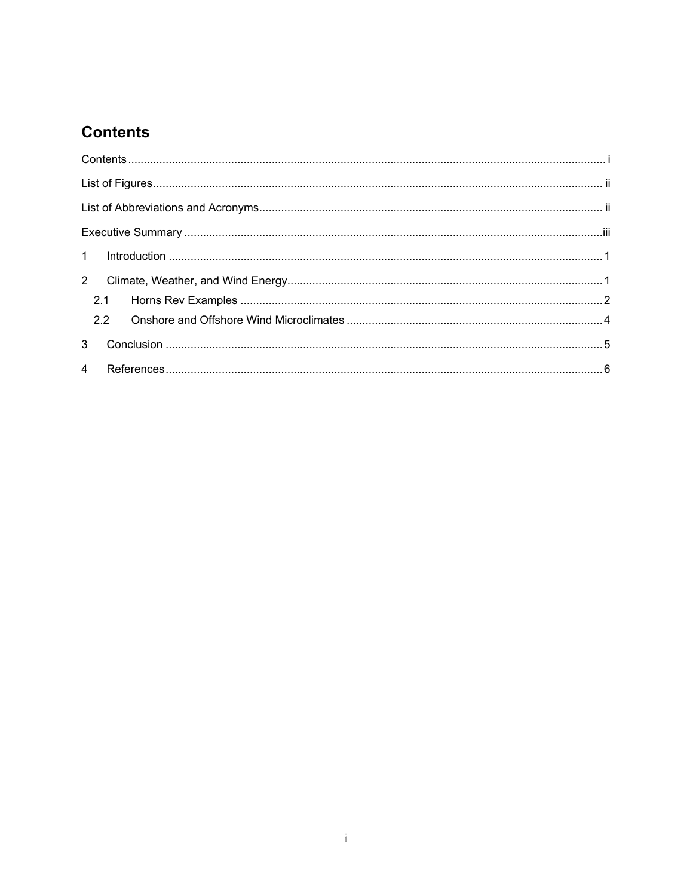# Contents

Contents ........................................................................................................................................ i

List of Figures ................................................................................................................................ ii

List of Abbreviations and Acronyms ............................................................................................. ii

Executive Summary .....................................................................................................................iii

1 Introduction ................................................................................................................................ 1

2 Climate, Weather, and Wind Energy ........................................................................................... 1

  2.1 Horns Rev Examples .............................................................................................................. 2

  2.2 Onshore and Offshore Wind Microclimates ........................................................................... 4

3 Conclusion .................................................................................................................................. 5

4 References .................................................................................................................................. 6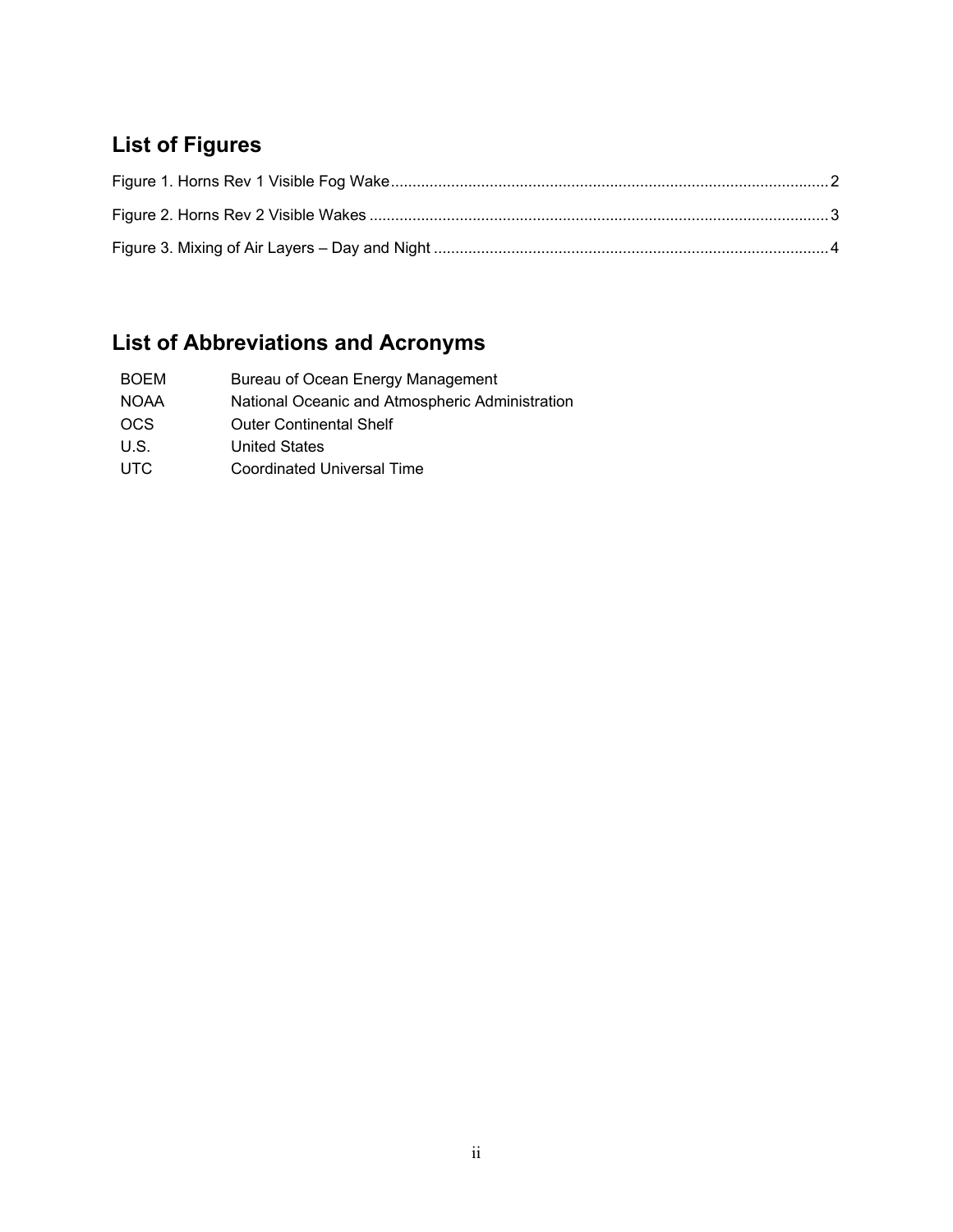## List of Figures

Figure 1. Horns Rev 1 Visible Fog Wake.....................................................................................................2

Figure 2. Horns Rev 2 Visible Wakes ..........................................................................................................3

Figure 3. Mixing of Air Layers – Day and Night ...........................................................................................4

## List of Abbreviations and Acronyms

| | |
|---|---|
| BOEM | Bureau of Ocean Energy Management |
| NOAA | National Oceanic and Atmospheric Administration |
| OCS | Outer Continental Shelf |
| U.S. | United States |
| UTC | Coordinated Universal Time |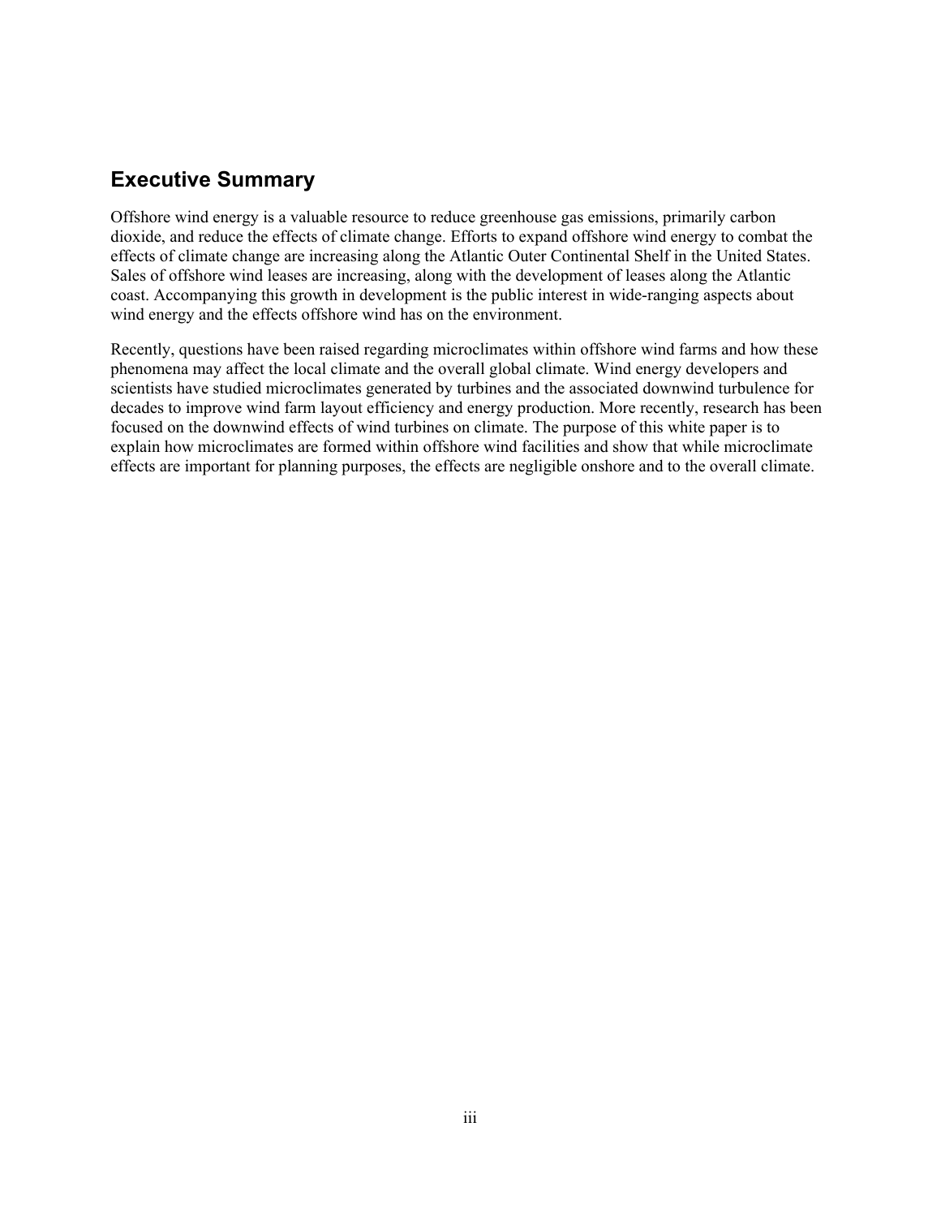## Executive Summary

Offshore wind energy is a valuable resource to reduce greenhouse gas emissions, primarily carbon dioxide, and reduce the effects of climate change. Efforts to expand offshore wind energy to combat the effects of climate change are increasing along the Atlantic Outer Continental Shelf in the United States. Sales of offshore wind leases are increasing, along with the development of leases along the Atlantic coast. Accompanying this growth in development is the public interest in wide-ranging aspects about wind energy and the effects offshore wind has on the environment.

Recently, questions have been raised regarding microclimates within offshore wind farms and how these phenomena may affect the local climate and the overall global climate. Wind energy developers and scientists have studied microclimates generated by turbines and the associated downwind turbulence for decades to improve wind farm layout efficiency and energy production. More recently, research has been focused on the downwind effects of wind turbines on climate. The purpose of this white paper is to explain how microclimates are formed within offshore wind facilities and show that while microclimate effects are important for planning purposes, the effects are negligible onshore and to the overall climate.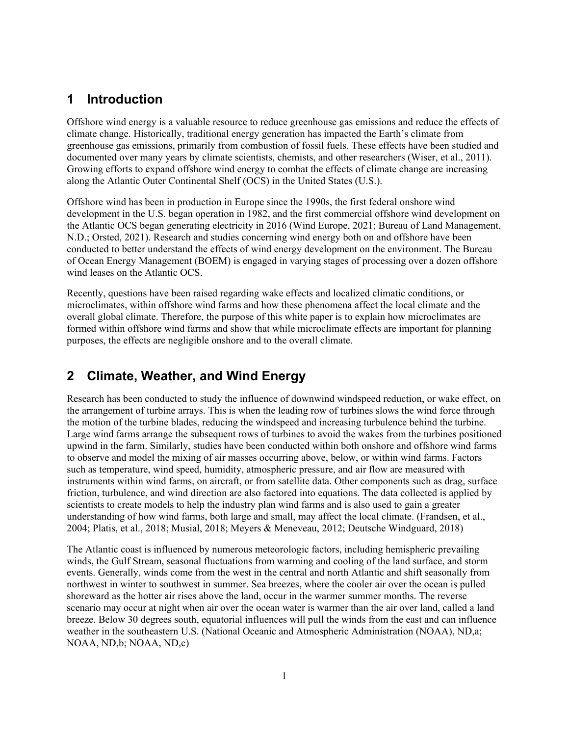# 1 Introduction

Offshore wind energy is a valuable resource to reduce greenhouse gas emissions and reduce the effects of climate change. Historically, traditional energy generation has impacted the Earth's climate from greenhouse gas emissions, primarily from combustion of fossil fuels. These effects have been studied and documented over many years by climate scientists, chemists, and other researchers (Wiser, et al., 2011). Growing efforts to expand offshore wind energy to combat the effects of climate change are increasing along the Atlantic Outer Continental Shelf (OCS) in the United States (U.S.).

Offshore wind has been in production in Europe since the 1990s, the first federal onshore wind development in the U.S. began operation in 1982, and the first commercial offshore wind development on the Atlantic OCS began generating electricity in 2016 (Wind Europe, 2021; Bureau of Land Management, N.D.; Orsted, 2021). Research and studies concerning wind energy both on and offshore have been conducted to better understand the effects of wind energy development on the environment. The Bureau of Ocean Energy Management (BOEM) is engaged in varying stages of processing over a dozen offshore wind leases on the Atlantic OCS.

Recently, questions have been raised regarding wake effects and localized climatic conditions, or microclimates, within offshore wind farms and how these phenomena affect the local climate and the overall global climate. Therefore, the purpose of this white paper is to explain how microclimates are formed within offshore wind farms and show that while microclimate effects are important for planning purposes, the effects are negligible onshore and to the overall climate.

# 2 Climate, Weather, and Wind Energy

Research has been conducted to study the influence of downwind windspeed reduction, or wake effect, on the arrangement of turbine arrays. This is when the leading row of turbines slows the wind force through the motion of the turbine blades, reducing the windspeed and increasing turbulence behind the turbine. Large wind farms arrange the subsequent rows of turbines to avoid the wakes from the turbines positioned upwind in the farm. Similarly, studies have been conducted within both onshore and offshore wind farms to observe and model the mixing of air masses occurring above, below, or within wind farms. Factors such as temperature, wind speed, humidity, atmospheric pressure, and air flow are measured with instruments within wind farms, on aircraft, or from satellite data. Other components such as drag, surface friction, turbulence, and wind direction are also factored into equations. The data collected is applied by scientists to create models to help the industry plan wind farms and is also used to gain a greater understanding of how wind farms, both large and small, may affect the local climate. (Frandsen, et al., 2004; Platis, et al., 2018; Musial, 2018; Meyers & Meneveau, 2012; Deutsche Windguard, 2018)

The Atlantic coast is influenced by numerous meteorologic factors, including hemispheric prevailing winds, the Gulf Stream, seasonal fluctuations from warming and cooling of the land surface, and storm events. Generally, winds come from the west in the central and north Atlantic and shift seasonally from northwest in winter to southwest in summer. Sea breezes, where the cooler air over the ocean is pulled shoreward as the hotter air rises above the land, occur in the warmer summer months. The reverse scenario may occur at night when air over the ocean water is warmer than the air over land, called a land breeze. Below 30 degrees south, equatorial influences will pull the winds from the east and can influence weather in the southeastern U.S. (National Oceanic and Atmospheric Administration (NOAA), ND,a; NOAA, ND,b; NOAA, ND,c)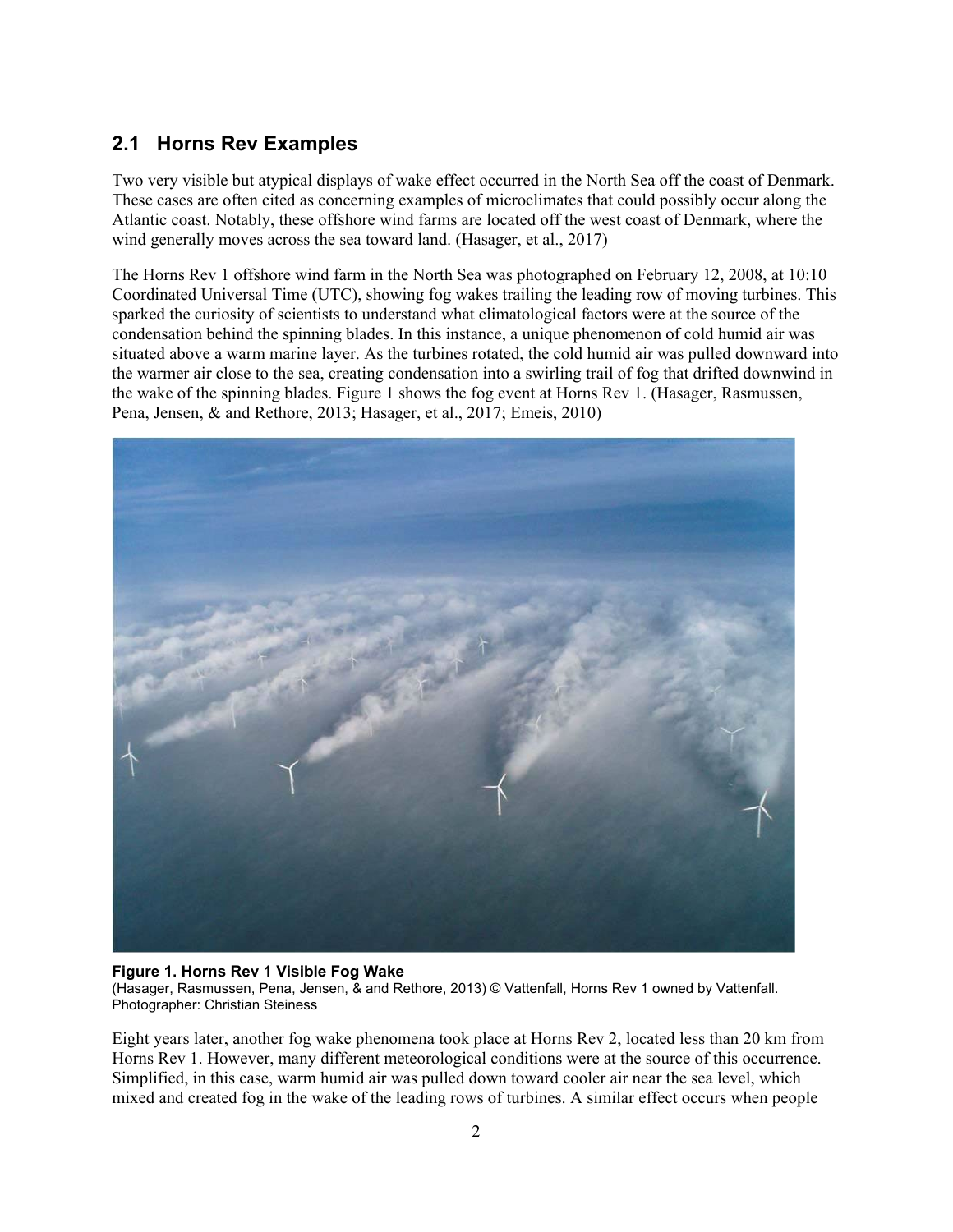## 2.1 Horns Rev Examples

Two very visible but atypical displays of wake effect occurred in the North Sea off the coast of Denmark. These cases are often cited as concerning examples of microclimates that could possibly occur along the Atlantic coast. Notably, these offshore wind farms are located off the west coast of Denmark, where the wind generally moves across the sea toward land. (Hasager, et al., 2017)

The Horns Rev 1 offshore wind farm in the North Sea was photographed on February 12, 2008, at 10:10 Coordinated Universal Time (UTC), showing fog wakes trailing the leading row of moving turbines. This sparked the curiosity of scientists to understand what climatological factors were at the source of the condensation behind the spinning blades. In this instance, a unique phenomenon of cold humid air was situated above a warm marine layer. As the turbines rotated, the cold humid air was pulled downward into the warmer air close to the sea, creating condensation into a swirling trail of fog that drifted downwind in the wake of the spinning blades. Figure 1 shows the fog event at Horns Rev 1. (Hasager, Rasmussen, Pena, Jensen, & and Rethore, 2013; Hasager, et al., 2017; Emeis, 2010)

**Figure 1. Horns Rev 1 Visible Fog Wake**
(Hasager, Rasmussen, Pena, Jensen, & and Rethore, 2013) © Vattenfall, Horns Rev 1 owned by Vattenfall. Photographer: Christian Steiness

Eight years later, another fog wake phenomena took place at Horns Rev 2, located less than 20 km from Horns Rev 1. However, many different meteorological conditions were at the source of this occurrence. Simplified, in this case, warm humid air was pulled down toward cooler air near the sea level, which mixed and created fog in the wake of the leading rows of turbines. A similar effect occurs when people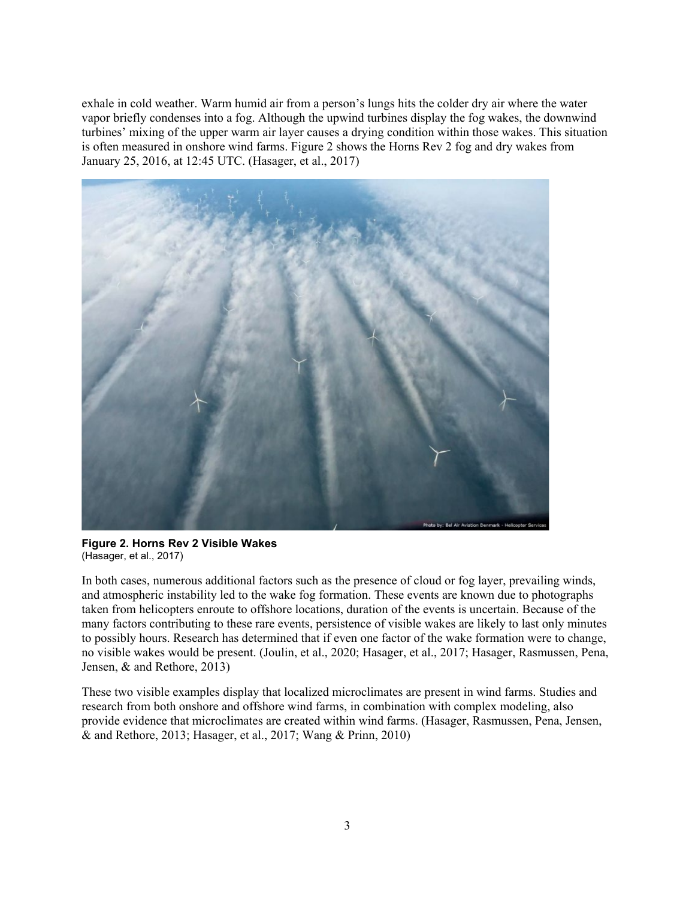exhale in cold weather. Warm humid air from a person's lungs hits the colder dry air where the water vapor briefly condenses into a fog. Although the upwind turbines display the fog wakes, the downwind turbines' mixing of the upper warm air layer causes a drying condition within those wakes. This situation is often measured in onshore wind farms. Figure 2 shows the Horns Rev 2 fog and dry wakes from January 25, 2016, at 12:45 UTC. (Hasager, et al., 2017)

**Figure 2. Horns Rev 2 Visible Wakes**
(Hasager, et al., 2017)

In both cases, numerous additional factors such as the presence of cloud or fog layer, prevailing winds, and atmospheric instability led to the wake fog formation. These events are known due to photographs taken from helicopters enroute to offshore locations, duration of the events is uncertain. Because of the many factors contributing to these rare events, persistence of visible wakes are likely to last only minutes to possibly hours. Research has determined that if even one factor of the wake formation were to change, no visible wakes would be present. (Joulin, et al., 2020; Hasager, et al., 2017; Hasager, Rasmussen, Pena, Jensen, & and Rethore, 2013)

These two visible examples display that localized microclimates are present in wind farms. Studies and research from both onshore and offshore wind farms, in combination with complex modeling, also provide evidence that microclimates are created within wind farms. (Hasager, Rasmussen, Pena, Jensen, & and Rethore, 2013; Hasager, et al., 2017; Wang & Prinn, 2010)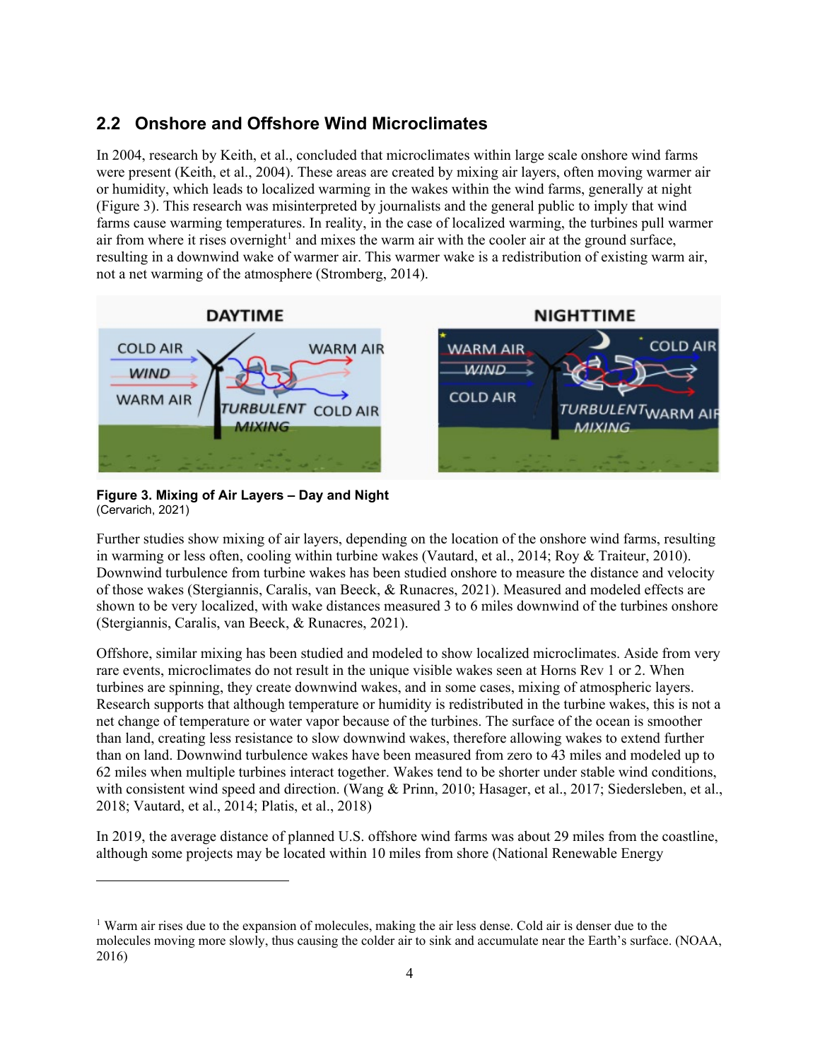## 2.2 Onshore and Offshore Wind Microclimates

In 2004, research by Keith, et al., concluded that microclimates within large scale onshore wind farms were present (Keith, et al., 2004). These areas are created by mixing air layers, often moving warmer air or humidity, which leads to localized warming in the wakes within the wind farms, generally at night (Figure 3). This research was misinterpreted by journalists and the general public to imply that wind farms cause warming temperatures. In reality, in the case of localized warming, the turbines pull warmer air from where it rises overnight[1] and mixes the warm air with the cooler air at the ground surface, resulting in a downwind wake of warmer air. This warmer wake is a redistribution of existing warm air, not a net warming of the atmosphere (Stromberg, 2014).

**Figure 3. Mixing of Air Layers – Day and Night**
(Cervarich, 2021)

Further studies show mixing of air layers, depending on the location of the onshore wind farms, resulting in warming or less often, cooling within turbine wakes (Vautard, et al., 2014; Roy & Traiteur, 2010). Downwind turbulence from turbine wakes has been studied onshore to measure the distance and velocity of those wakes (Stergiannis, Caralis, van Beeck, & Runacres, 2021). Measured and modeled effects are shown to be very localized, with wake distances measured 3 to 6 miles downwind of the turbines onshore (Stergiannis, Caralis, van Beeck, & Runacres, 2021).

Offshore, similar mixing has been studied and modeled to show localized microclimates. Aside from very rare events, microclimates do not result in the unique visible wakes seen at Horns Rev 1 or 2. When turbines are spinning, they create downwind wakes, and in some cases, mixing of atmospheric layers. Research supports that although temperature or humidity is redistributed in the turbine wakes, this is not a net change of temperature or water vapor because of the turbines. The surface of the ocean is smoother than land, creating less resistance to slow downwind wakes, therefore allowing wakes to extend further than on land. Downwind turbulence wakes have been measured from zero to 43 miles and modeled up to 62 miles when multiple turbines interact together. Wakes tend to be shorter under stable wind conditions, with consistent wind speed and direction. (Wang & Prinn, 2010; Hasager, et al., 2017; Siedersleben, et al., 2018; Vautard, et al., 2014; Platis, et al., 2018)

In 2019, the average distance of planned U.S. offshore wind farms was about 29 miles from the coastline, although some projects may be located within 10 miles from shore (National Renewable Energy

---

[1] Warm air rises due to the expansion of molecules, making the air less dense. Cold air is denser due to the molecules moving more slowly, thus causing the colder air to sink and accumulate near the Earth's surface. (NOAA, 2016)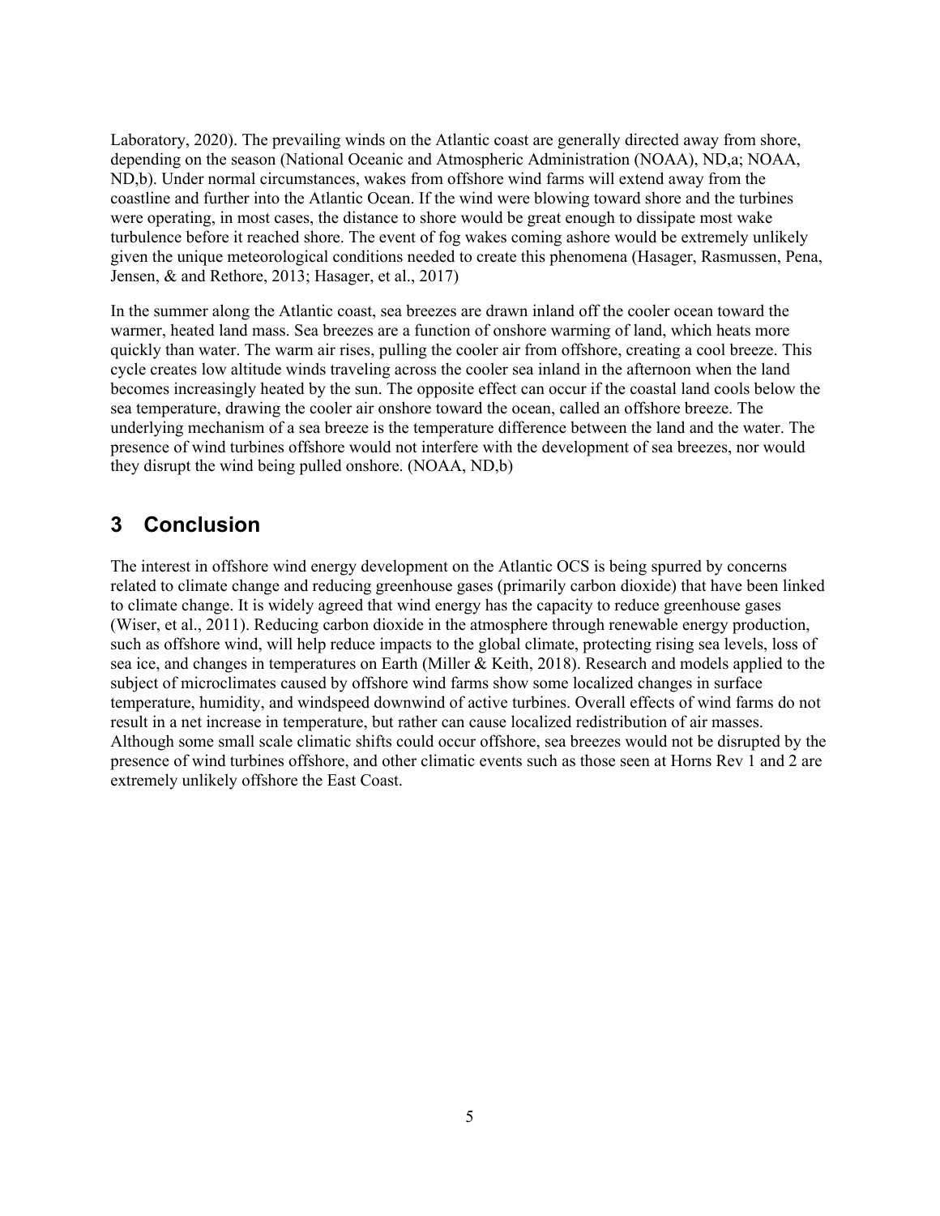Laboratory, 2020). The prevailing winds on the Atlantic coast are generally directed away from shore, depending on the season (National Oceanic and Atmospheric Administration (NOAA), ND,a; NOAA, ND,b). Under normal circumstances, wakes from offshore wind farms will extend away from the coastline and further into the Atlantic Ocean. If the wind were blowing toward shore and the turbines were operating, in most cases, the distance to shore would be great enough to dissipate most wake turbulence before it reached shore. The event of fog wakes coming ashore would be extremely unlikely given the unique meteorological conditions needed to create this phenomena (Hasager, Rasmussen, Pena, Jensen, & and Rethore, 2013; Hasager, et al., 2017)

In the summer along the Atlantic coast, sea breezes are drawn inland off the cooler ocean toward the warmer, heated land mass. Sea breezes are a function of onshore warming of land, which heats more quickly than water. The warm air rises, pulling the cooler air from offshore, creating a cool breeze. This cycle creates low altitude winds traveling across the cooler sea inland in the afternoon when the land becomes increasingly heated by the sun. The opposite effect can occur if the coastal land cools below the sea temperature, drawing the cooler air onshore toward the ocean, called an offshore breeze. The underlying mechanism of a sea breeze is the temperature difference between the land and the water. The presence of wind turbines offshore would not interfere with the development of sea breezes, nor would they disrupt the wind being pulled onshore. (NOAA, ND,b)

# 3 Conclusion

The interest in offshore wind energy development on the Atlantic OCS is being spurred by concerns related to climate change and reducing greenhouse gases (primarily carbon dioxide) that have been linked to climate change. It is widely agreed that wind energy has the capacity to reduce greenhouse gases (Wiser, et al., 2011). Reducing carbon dioxide in the atmosphere through renewable energy production, such as offshore wind, will help reduce impacts to the global climate, protecting rising sea levels, loss of sea ice, and changes in temperatures on Earth (Miller & Keith, 2018). Research and models applied to the subject of microclimates caused by offshore wind farms show some localized changes in surface temperature, humidity, and windspeed downwind of active turbines. Overall effects of wind farms do not result in a net increase in temperature, but rather can cause localized redistribution of air masses. Although some small scale climatic shifts could occur offshore, sea breezes would not be disrupted by the presence of wind turbines offshore, and other climatic events such as those seen at Horns Rev 1 and 2 are extremely unlikely offshore the East Coast.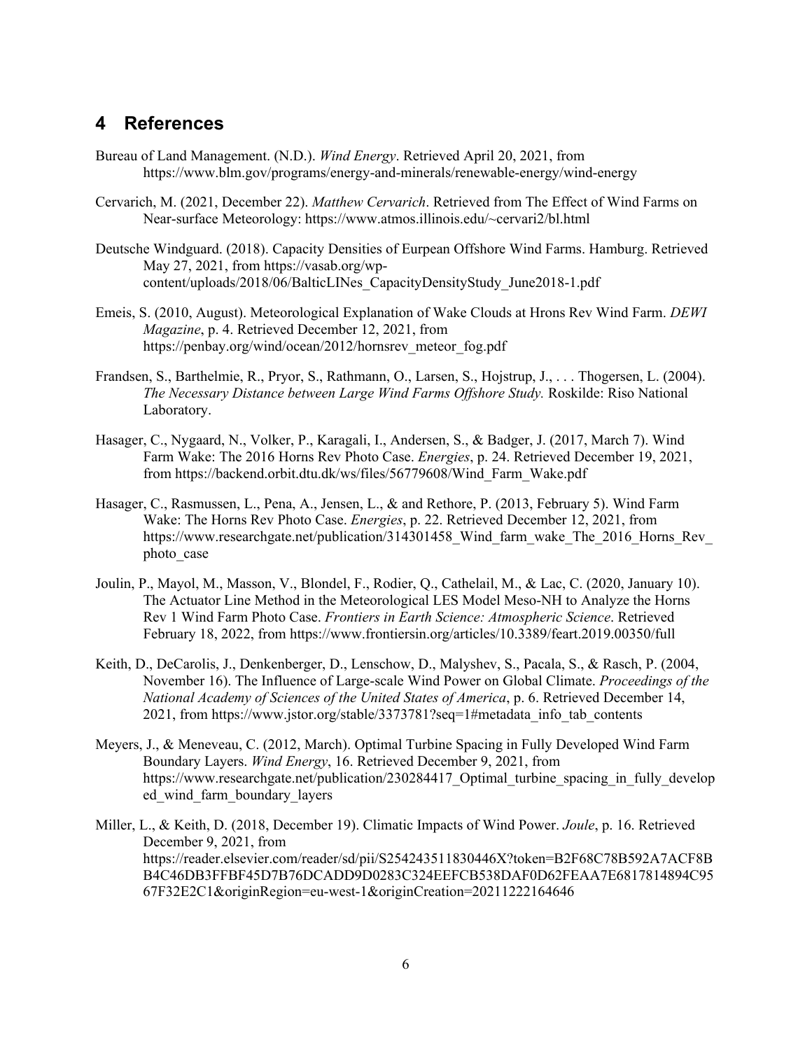## 4 References

Bureau of Land Management. (N.D.). *Wind Energy*. Retrieved April 20, 2021, from https://www.blm.gov/programs/energy-and-minerals/renewable-energy/wind-energy

Cervarich, M. (2021, December 22). *Matthew Cervarich*. Retrieved from The Effect of Wind Farms on Near-surface Meteorology: https://www.atmos.illinois.edu/~cervari2/bl.html

Deutsche Windguard. (2018). Capacity Densities of Eurpean Offshore Wind Farms. Hamburg. Retrieved May 27, 2021, from https://vasab.org/wp-content/uploads/2018/06/BalticLINes_CapacityDensityStudy_June2018-1.pdf

Emeis, S. (2010, August). Meteorological Explanation of Wake Clouds at Hrons Rev Wind Farm. *DEWI Magazine*, p. 4. Retrieved December 12, 2021, from https://penbay.org/wind/ocean/2012/hornsrev_meteor_fog.pdf

Frandsen, S., Barthelmie, R., Pryor, S., Rathmann, O., Larsen, S., Hojstrup, J., . . . Thogersen, L. (2004). *The Necessary Distance between Large Wind Farms Offshore Study.* Roskilde: Riso National Laboratory.

Hasager, C., Nygaard, N., Volker, P., Karagali, I., Andersen, S., & Badger, J. (2017, March 7). Wind Farm Wake: The 2016 Horns Rev Photo Case. *Energies*, p. 24. Retrieved December 19, 2021, from https://backend.orbit.dtu.dk/ws/files/56779608/Wind_Farm_Wake.pdf

Hasager, C., Rasmussen, L., Pena, A., Jensen, L., & and Rethore, P. (2013, February 5). Wind Farm Wake: The Horns Rev Photo Case. *Energies*, p. 22. Retrieved December 12, 2021, from https://www.researchgate.net/publication/314301458_Wind_farm_wake_The_2016_Horns_Rev_photo_case

Joulin, P., Mayol, M., Masson, V., Blondel, F., Rodier, Q., Cathelail, M., & Lac, C. (2020, January 10). The Actuator Line Method in the Meteorological LES Model Meso-NH to Analyze the Horns Rev 1 Wind Farm Photo Case. *Frontiers in Earth Science: Atmospheric Science*. Retrieved February 18, 2022, from https://www.frontiersin.org/articles/10.3389/feart.2019.00350/full

Keith, D., DeCarolis, J., Denkenberger, D., Lenschow, D., Malyshev, S., Pacala, S., & Rasch, P. (2004, November 16). The Influence of Large-scale Wind Power on Global Climate. *Proceedings of the National Academy of Sciences of the United States of America*, p. 6. Retrieved December 14, 2021, from https://www.jstor.org/stable/3373781?seq=1#metadata_info_tab_contents

Meyers, J., & Meneveau, C. (2012, March). Optimal Turbine Spacing in Fully Developed Wind Farm Boundary Layers. *Wind Energy*, 16. Retrieved December 9, 2021, from https://www.researchgate.net/publication/230284417_Optimal_turbine_spacing_in_fully_developed_wind_farm_boundary_layers

Miller, L., & Keith, D. (2018, December 19). Climatic Impacts of Wind Power. *Joule*, p. 16. Retrieved December 9, 2021, from https://reader.elsevier.com/reader/sd/pii/S254243511830446X?token=B2F68C78B592A7ACF8BB4C46DB3FFBF45D7B76DCADD9D0283C324EEFCB538DAF0D62FEAA7E6817814894C9567F32E2C1&originRegion=eu-west-1&originCreation=20211222164646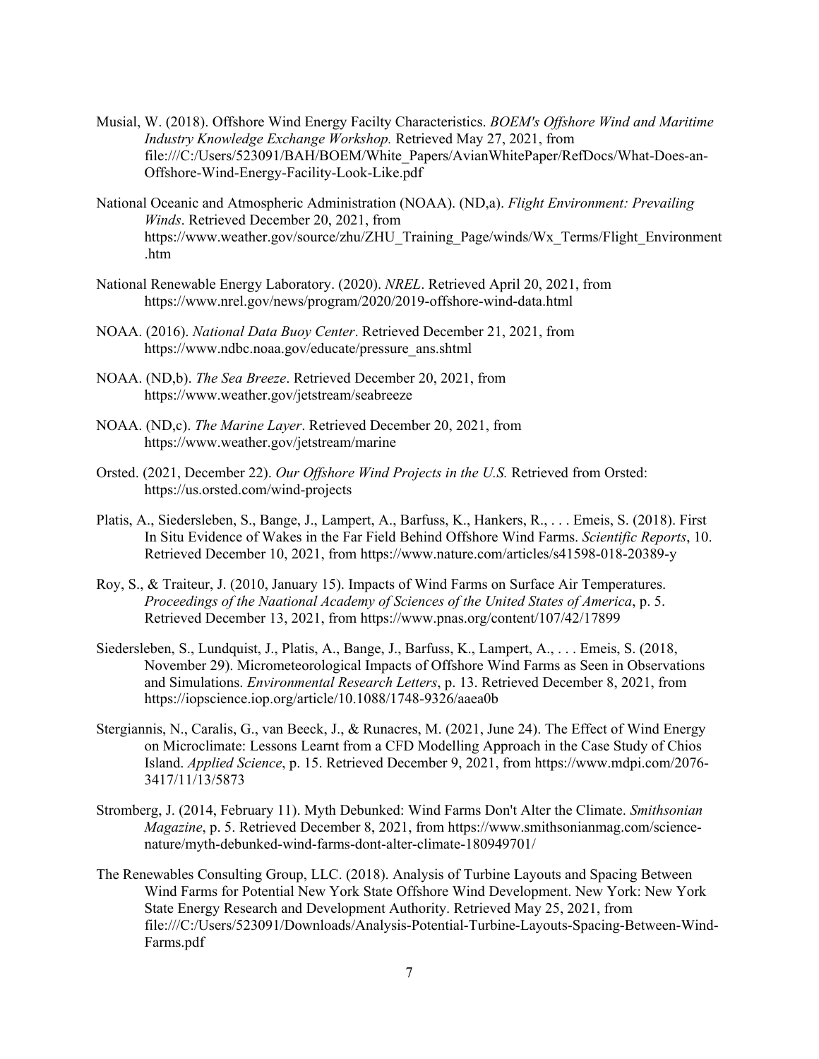Musial, W. (2018). Offshore Wind Energy Facilty Characteristics. *BOEM's Offshore Wind and Maritime Industry Knowledge Exchange Workshop.* Retrieved May 27, 2021, from file:///C:/Users/523091/BAH/BOEM/White_Papers/AvianWhitePaper/RefDocs/What-Does-an-Offshore-Wind-Energy-Facility-Look-Like.pdf

National Oceanic and Atmospheric Administration (NOAA). (ND,a). *Flight Environment: Prevailing Winds*. Retrieved December 20, 2021, from https://www.weather.gov/source/zhu/ZHU_Training_Page/winds/Wx_Terms/Flight_Environment.htm

National Renewable Energy Laboratory. (2020). *NREL*. Retrieved April 20, 2021, from https://www.nrel.gov/news/program/2020/2019-offshore-wind-data.html

NOAA. (2016). *National Data Buoy Center*. Retrieved December 21, 2021, from https://www.ndbc.noaa.gov/educate/pressure_ans.shtml

NOAA. (ND,b). *The Sea Breeze*. Retrieved December 20, 2021, from https://www.weather.gov/jetstream/seabreeze

NOAA. (ND,c). *The Marine Layer*. Retrieved December 20, 2021, from https://www.weather.gov/jetstream/marine

Orsted. (2021, December 22). *Our Offshore Wind Projects in the U.S.* Retrieved from Orsted: https://us.orsted.com/wind-projects

Platis, A., Siedersleben, S., Bange, J., Lampert, A., Barfuss, K., Hankers, R., . . . Emeis, S. (2018). First In Situ Evidence of Wakes in the Far Field Behind Offshore Wind Farms. *Scientific Reports*, 10. Retrieved December 10, 2021, from https://www.nature.com/articles/s41598-018-20389-y

Roy, S., & Traiteur, J. (2010, January 15). Impacts of Wind Farms on Surface Air Temperatures. *Proceedings of the Naational Academy of Sciences of the United States of America*, p. 5. Retrieved December 13, 2021, from https://www.pnas.org/content/107/42/17899

Siedersleben, S., Lundquist, J., Platis, A., Bange, J., Barfuss, K., Lampert, A., . . . Emeis, S. (2018, November 29). Micrometeorological Impacts of Offshore Wind Farms as Seen in Observations and Simulations. *Environmental Research Letters*, p. 13. Retrieved December 8, 2021, from https://iopscience.iop.org/article/10.1088/1748-9326/aaea0b

Stergiannis, N., Caralis, G., van Beeck, J., & Runacres, M. (2021, June 24). The Effect of Wind Energy on Microclimate: Lessons Learnt from a CFD Modelling Approach in the Case Study of Chios Island. *Applied Science*, p. 15. Retrieved December 9, 2021, from https://www.mdpi.com/2076-3417/11/13/5873

Stromberg, J. (2014, February 11). Myth Debunked: Wind Farms Don't Alter the Climate. *Smithsonian Magazine*, p. 5. Retrieved December 8, 2021, from https://www.smithsonianmag.com/science-nature/myth-debunked-wind-farms-dont-alter-climate-180949701/

The Renewables Consulting Group, LLC. (2018). Analysis of Turbine Layouts and Spacing Between Wind Farms for Potential New York State Offshore Wind Development. New York: New York State Energy Research and Development Authority. Retrieved May 25, 2021, from file:///C:/Users/523091/Downloads/Analysis-Potential-Turbine-Layouts-Spacing-Between-Wind-Farms.pdf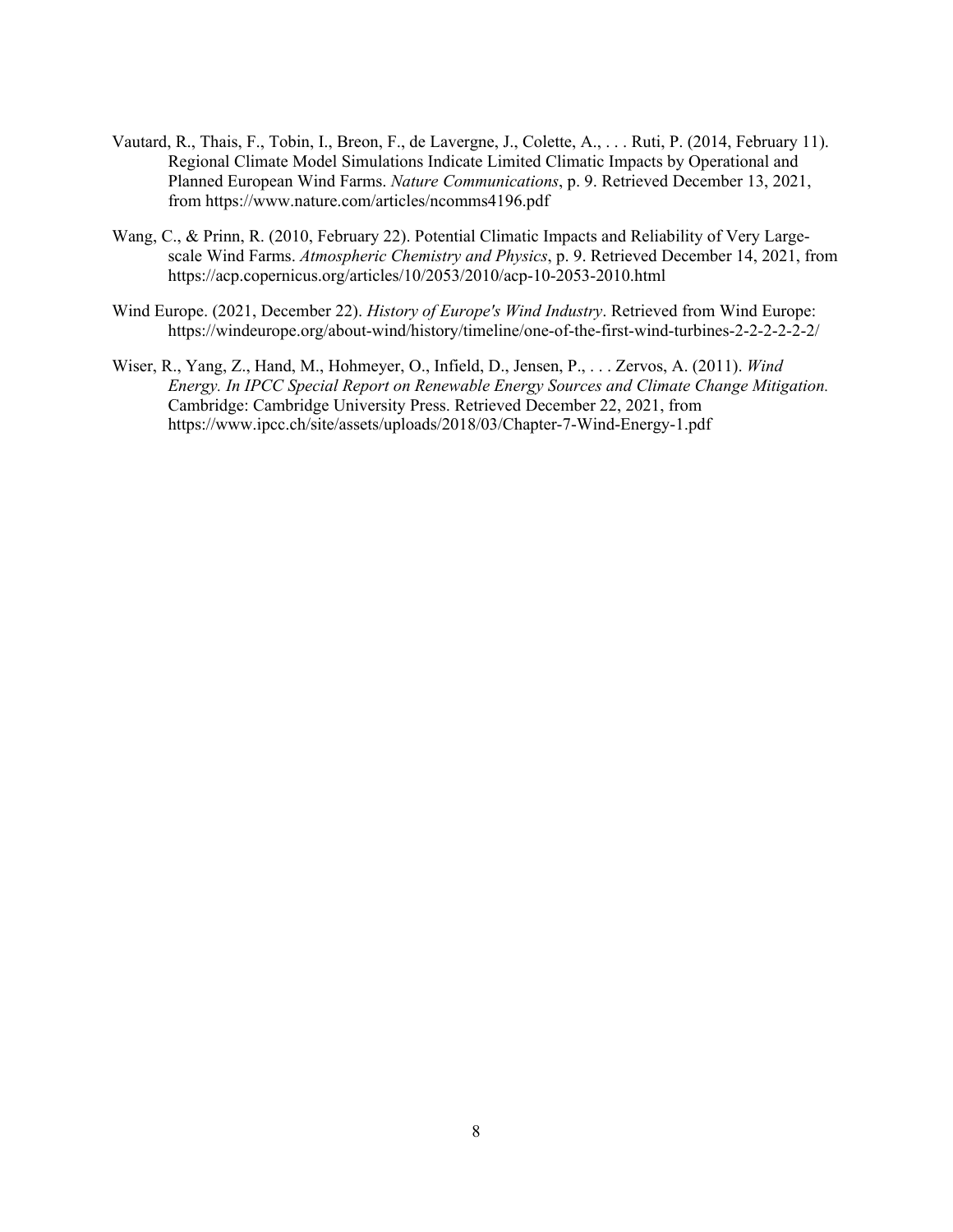Vautard, R., Thais, F., Tobin, I., Breon, F., de Lavergne, J., Colette, A., . . . Ruti, P. (2014, February 11). Regional Climate Model Simulations Indicate Limited Climatic Impacts by Operational and Planned European Wind Farms. *Nature Communications*, p. 9. Retrieved December 13, 2021, from https://www.nature.com/articles/ncomms4196.pdf

Wang, C., & Prinn, R. (2010, February 22). Potential Climatic Impacts and Reliability of Very Large-scale Wind Farms. *Atmospheric Chemistry and Physics*, p. 9. Retrieved December 14, 2021, from https://acp.copernicus.org/articles/10/2053/2010/acp-10-2053-2010.html

Wind Europe. (2021, December 22). *History of Europe's Wind Industry*. Retrieved from Wind Europe: https://windeurope.org/about-wind/history/timeline/one-of-the-first-wind-turbines-2-2-2-2-2-2/

Wiser, R., Yang, Z., Hand, M., Hohmeyer, O., Infield, D., Jensen, P., . . . Zervos, A. (2011). *Wind Energy. In IPCC Special Report on Renewable Energy Sources and Climate Change Mitigation.* Cambridge: Cambridge University Press. Retrieved December 22, 2021, from https://www.ipcc.ch/site/assets/uploads/2018/03/Chapter-7-Wind-Energy-1.pdf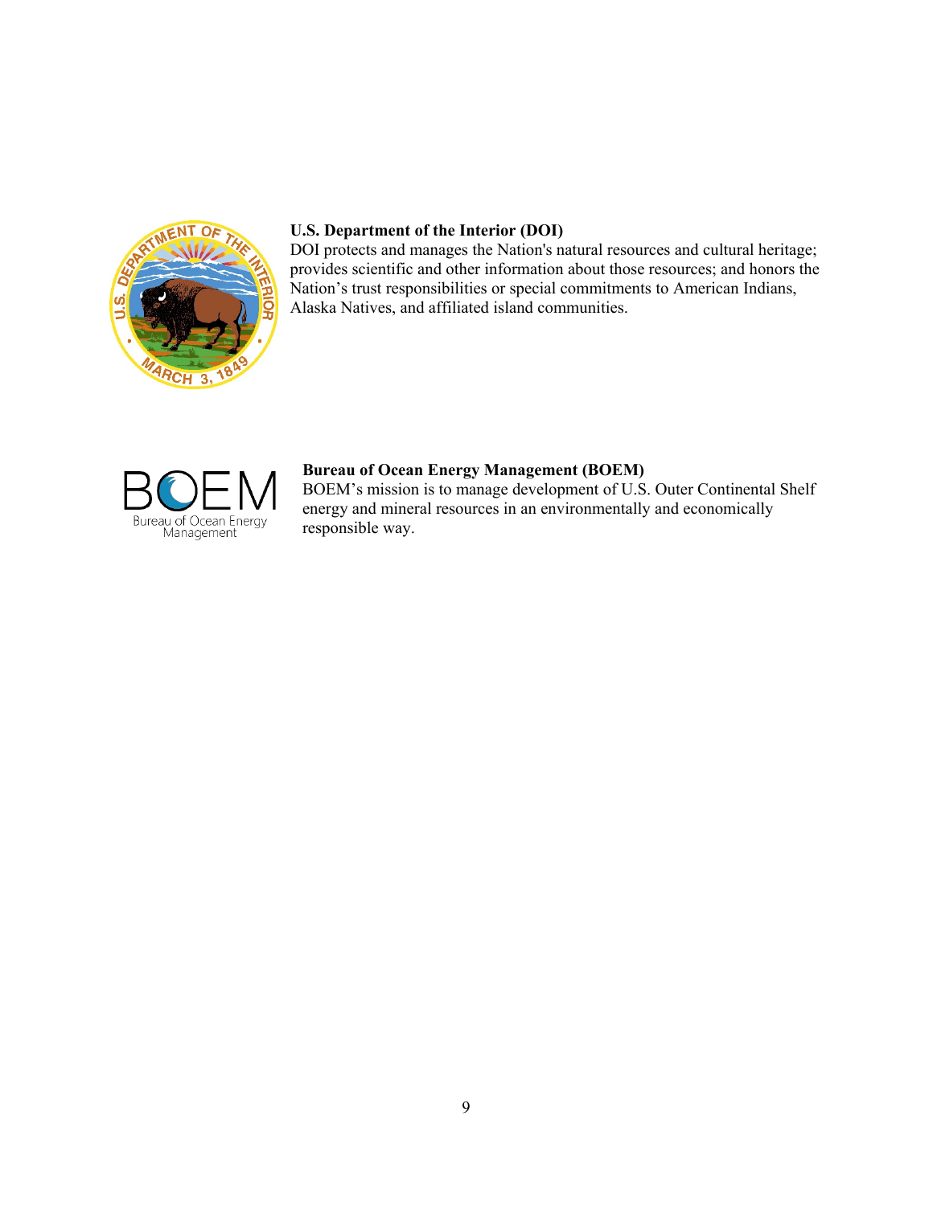**U.S. Department of the Interior (DOI)**
DOI protects and manages the Nation's natural resources and cultural heritage; provides scientific and other information about those resources; and honors the Nation's trust responsibilities or special commitments to American Indians, Alaska Natives, and affiliated island communities.

**Bureau of Ocean Energy Management (BOEM)**
BOEM's mission is to manage development of U.S. Outer Continental Shelf energy and mineral resources in an environmentally and economically responsible way.